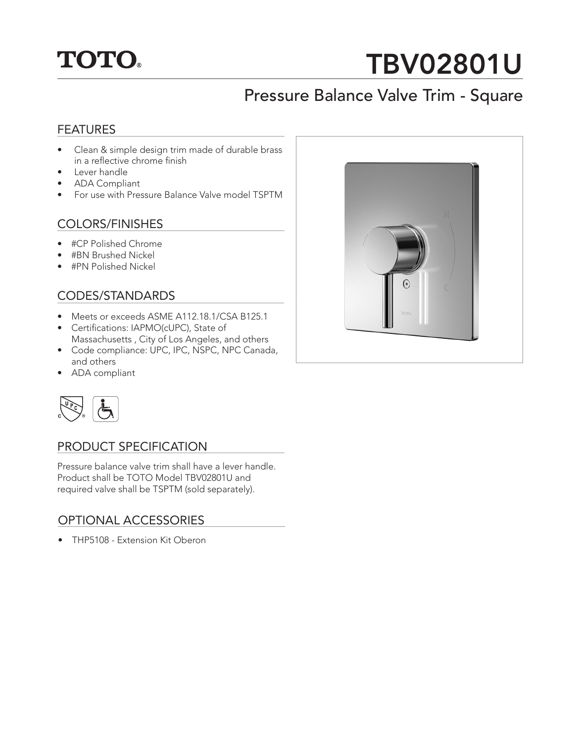TOTO®

# TBV02801U

## Pressure Balance Valve Trim - Square

### FEATURES

- Clean & simple design trim made of durable brass in a reflective chrome finish
- Lever handle
- ADA Compliant
- For use with Pressure Balance Valve model TSPTM

### COLORS/FINISHES

- #CP Polished Chrome
- #BN Brushed Nickel
- #PN Polished Nickel

### CODES/STANDARDS

- Meets or exceeds ASME A112.18.1/CSA B125.1
- Certifications: IAPMO(cUPC), State of Massachusetts , City of Los Angeles, and others
- Code compliance: UPC, IPC, NSPC, NPC Canada, and others
- ADA compliant

### PRODUCT SPECIFICATION

Pressure balance valve trim shall have a lever handle. Product shall be TOTO Model TBV02801U and required valve shall be TSPTM (sold separately).

### OPTIONAL ACCESSORIES

- THP5108 - Extension Kit Oberon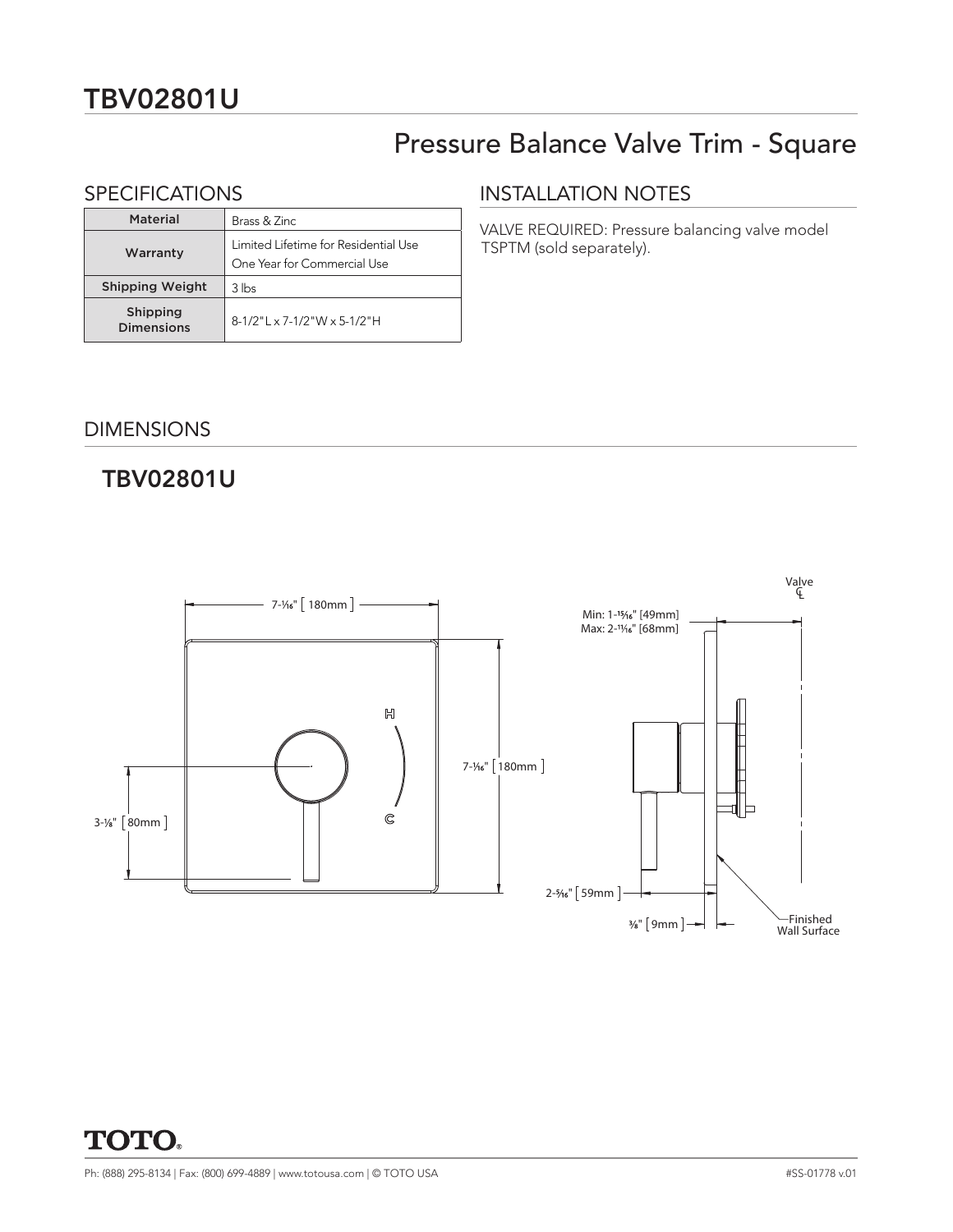# TBV02801U

## Pressure Balance Valve Trim - Square

### SPECIFICATIONS

| | |
|---|---|
| Material | Brass & Zinc |
| Warranty | Limited Lifetime for Residential Use<br>One Year for Commercial Use |
| Shipping Weight | 3 lbs |
| Shipping Dimensions | 8-1/2"L x 7-1/2"W x 5-1/2"H |

### INSTALLATION NOTES

VALVE REQUIRED: Pressure balancing valve model TSPTM (sold separately).

### DIMENSIONS

## TBV02801U

7-1⁄16" [ 180mm ]

7-1⁄16" [ 180mm ]

3-1⁄8" [ 80mm ]

H

C

Valve ℄

Min: 1-15⁄16" [49mm]
Max: 2-11⁄16" [68mm]

2-5⁄16" [ 59mm ]

3⁄8" [ 9mm ]

Finished Wall Surface

**TOTO.**

Ph: (888) 295-8134 | Fax: (800) 699-4889 | www.totousa.com | © TOTO USA

#SS-01778 v.01